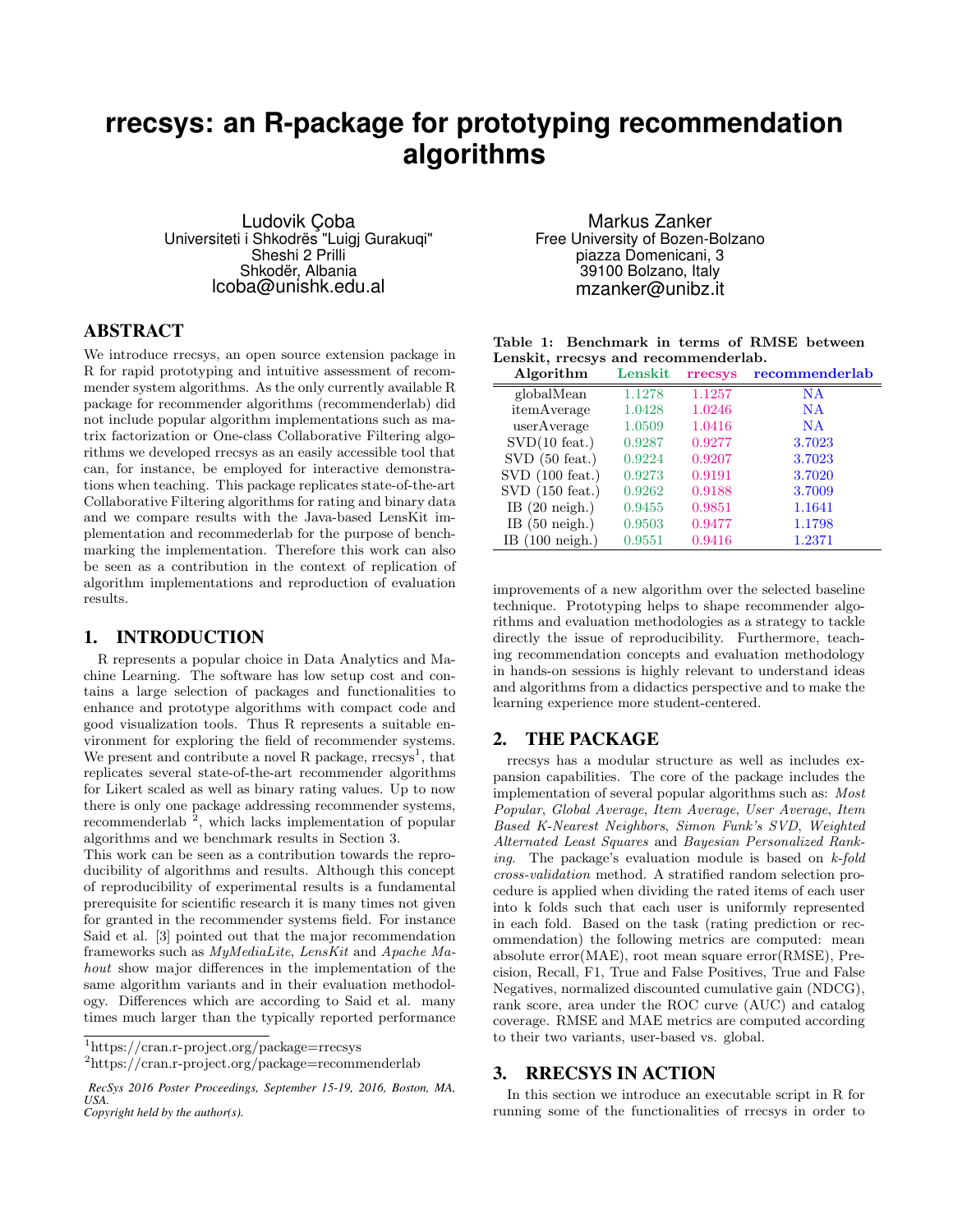# rrecsys: an R-package for prototyping recommendation algorithms

Ludovik Çoba
Universiteti i Shkodrës "Luigj Gurakuqi"
Sheshi 2 Prilli
Shkodër, Albania
lcoba@unishk.edu.al

Markus Zanker
Free University of Bozen-Bolzano
piazza Domenicani, 3
39100 Bolzano, Italy
mzanker@unibz.it

## ABSTRACT

We introduce rrecsys, an open source extension package in R for rapid prototyping and intuitive assessment of recommender system algorithms. As the only currently available R package for recommender algorithms (recommenderlab) did not include popular algorithm implementations such as matrix factorization or One-class Collaborative Filtering algorithms we developed rrecsys as an easily accessible tool that can, for instance, be employed for interactive demonstrations when teaching. This package replicates state-of-the-art Collaborative Filtering algorithms for rating and binary data and we compare results with the Java-based LensKit implementation and recommederlab for the purpose of benchmarking the implementation. Therefore this work can also be seen as a contribution in the context of replication of algorithm implementations and reproduction of evaluation results.

## 1. INTRODUCTION

R represents a popular choice in Data Analytics and Machine Learning. The software has low setup cost and contains a large selection of packages and functionalities to enhance and prototype algorithms with compact code and good visualization tools. Thus R represents a suitable environment for exploring the field of recommender systems. We present and contribute a novel R package, rrecsys[1], that replicates several state-of-the-art recommender algorithms for Likert scaled as well as binary rating values. Up to now there is only one package addressing recommender systems, recommenderlab [2], which lacks implementation of popular algorithms and we benchmark results in Section 3.

This work can be seen as a contribution towards the reproducibility of algorithms and results. Although this concept of reproducibility of experimental results is a fundamental prerequisite for scientific research it is many times not given for granted in the recommender systems field. For instance Said et al. [3] pointed out that the major recommendation frameworks such as *MyMediaLite*, *LensKit* and *Apache Mahout* show major differences in the implementation of the same algorithm variants and in their evaluation methodology. Differences which are according to Said et al. many times much larger than the typically reported performance improvements of a new algorithm over the selected baseline technique. Prototyping helps to shape recommender algorithms and evaluation methodologies as a strategy to tackle directly the issue of reproducibility. Furthermore, teaching recommendation concepts and evaluation methodology in hands-on sessions is highly relevant to understand ideas and algorithms from a didactics perspective and to make the learning experience more student-centered.

**Table 1: Benchmark in terms of RMSE between Lenskit, rrecsys and recommenderlab.**

| Algorithm | Lenskit | rrecsys | recommenderlab |
|---|---|---|---|
| globalMean | 1.1278 | 1.1257 | NA |
| itemAverage | 1.0428 | 1.0246 | NA |
| userAverage | 1.0509 | 1.0416 | NA |
| SVD(10 feat.) | 0.9287 | 0.9277 | 3.7023 |
| SVD (50 feat.) | 0.9224 | 0.9207 | 3.7023 |
| SVD (100 feat.) | 0.9273 | 0.9191 | 3.7020 |
| SVD (150 feat.) | 0.9262 | 0.9188 | 3.7009 |
| IB (20 neigh.) | 0.9455 | 0.9851 | 1.1641 |
| IB (50 neigh.) | 0.9503 | 0.9477 | 1.1798 |
| IB (100 neigh.) | 0.9551 | 0.9416 | 1.2371 |

## 2. THE PACKAGE

rrecsys has a modular structure as well as includes expansion capabilities. The core of the package includes the implementation of several popular algorithms such as: *Most Popular*, *Global Average*, *Item Average*, *User Average*, *Item Based K-Nearest Neighbors*, *Simon Funk's SVD*, *Weighted Alternated Least Squares* and *Bayesian Personalized Ranking*. The package's evaluation module is based on *k-fold cross-validation* method. A stratified random selection procedure is applied when dividing the rated items of each user into k folds such that each user is uniformly represented in each fold. Based on the task (rating prediction or recommendation) the following metrics are computed: mean absolute error(MAE), root mean square error(RMSE), Precision, Recall, F1, True and False Positives, True and False Negatives, normalized discounted cumulative gain (NDCG), rank score, area under the ROC curve (AUC) and catalog coverage. RMSE and MAE metrics are computed according to their two variants, user-based vs. global.

## 3. RRECSYS IN ACTION

In this section we introduce an executable script in R for running some of the functionalities of rrecsys in order to

[1]https://cran.r-project.org/package=rrecsys

[2]https://cran.r-project.org/package=recommenderlab

*RecSys 2016 Poster Proceedings, September 15-19, 2016, Boston, MA, USA.*
*Copyright held by the author(s).*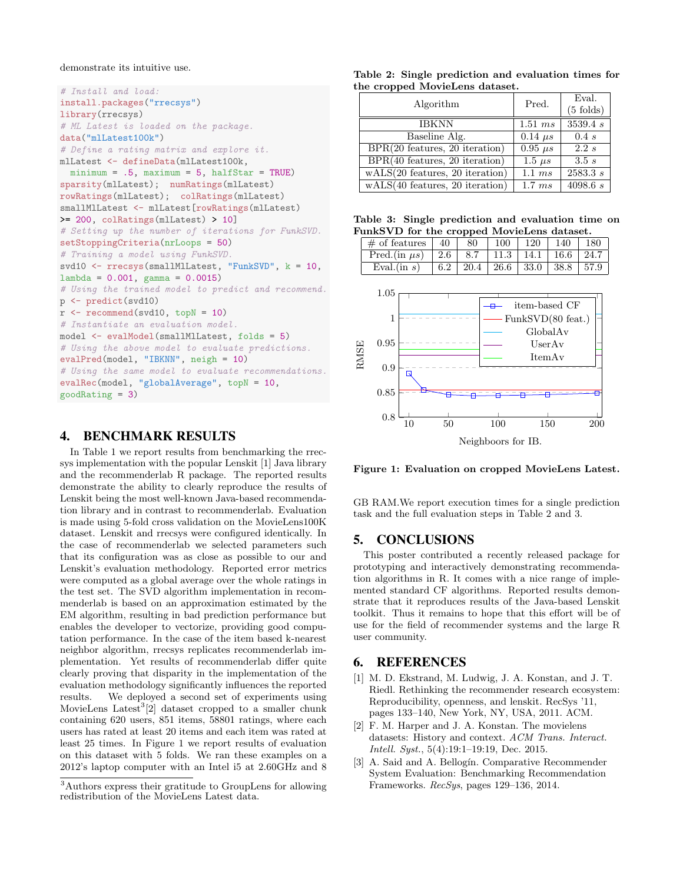demonstrate its intuitive use.

```
# Install and load:
install.packages("rrecsys")
library(rrecsys)
# ML Latest is loaded on the package.
data("mlLatest100k")
# Define a rating matrix and explore it.
mlLatest <- defineData(mlLatest100k,
  minimum = .5, maximum = 5, halfStar = TRUE)
sparsity(mlLatest);  numRatings(mlLatest)
rowRatings(mlLatest);  colRatings(mlLatest)
smallMlLatest <- mlLatest[rowRatings(mlLatest)
>= 200, colRatings(mlLatest) > 10]
# Setting up the number of iterations for FunkSVD.
setStoppingCriteria(nrLoops = 50)
# Training a model using FunkSVD.
svd10 <- rrecsys(smallMlLatest, "FunkSVD", k = 10,
lambda = 0.001, gamma = 0.0015)
# Using the trained model to predict and recommend.
p <- predict(svd10)
r <- recommend(svd10, topN = 10)
# Instantiate an evaluation model.
model <- evalModel(smallMlLatest, folds = 5)
# Using the above model to evaluate predictions.
evalPred(model, "IBKNN", neigh = 10)
# Using the same model to evaluate recommendations.
evalRec(model, "globalAverage", topN = 10,
goodRating = 3)
```

## 4. BENCHMARK RESULTS

In Table 1 we report results from benchmarking the rrecsys implementation with the popular Lenskit [1] Java library and the recommenderlab R package. The reported results demonstrate the ability to clearly reproduce the results of Lenskit being the most well-known Java-based recommendation library and in contrast to recommenderlab. Evaluation is made using 5-fold cross validation on the MovieLens100K dataset. Lenskit and rrecsys were configured identically. In the case of recommenderlab we selected parameters such that its configuration was as close as possible to our and Lenskit's evaluation methodology. Reported error metrics were computed as a global average over the whole ratings in the test set. The SVD algorithm implementation in recommenderlab is based on an approximation estimated by the EM algorithm, resulting in bad prediction performance but enables the developer to vectorize, providing good computation performance. In the case of the item based k-nearest neighbor algorithm, rrecsys replicates recommenderlab implementation. Yet results of recommenderlab differ quite clearly proving that disparity in the implementation of the evaluation methodology significantly influences the reported results. We deployed a second set of experiments using MovieLens Latest[3][2] dataset cropped to a smaller chunk containing 620 users, 851 items, 58801 ratings, where each users has rated at least 20 items and each item was rated at least 25 times. In Figure 1 we report results of evaluation on this dataset with 5 folds. We ran these examples on a 2012's laptop computer with an Intel i5 at 2.60GHz and 8 GB RAM.We report execution times for a single prediction task and the full evaluation steps in Table 2 and 3.

[3]Authors express their gratitude to GroupLens for allowing redistribution of the MovieLens Latest data.

**Table 2: Single prediction and evaluation times for the cropped MovieLens dataset.**

| Algorithm | Pred. | Eval. (5 folds) |
|---|---|---|
| IBKNN | 1.51 $ms$ | 3539.4 $s$ |
| Baseline Alg. | 0.14 $\mu s$ | 0.4 $s$ |
| BPR(20 features, 20 iteration) | 0.95 $\mu s$ | 2.2 $s$ |
| BPR(40 features, 20 iteration) | 1.5 $\mu s$ | 3.5 $s$ |
| wALS(20 features, 20 iteration) | 1.1 $ms$ | 2583.3 $s$ |
| wALS(40 features, 20 iteration) | 1.7 $ms$ | 4098.6 $s$ |

**Table 3: Single prediction and evaluation time on FunkSVD for the cropped MovieLens dataset.**

| # of features | 40 | 80 | 100 | 120 | 140 | 180 |
|---|---|---|---|---|---|---|
| Pred.(in $\mu s$) | 2.6 | 8.7 | 11.3 | 14.1 | 16.6 | 24.7 |
| Eval.(in $s$) | 6.2 | 20.4 | 26.6 | 33.0 | 38.8 | 57.9 |

RMSE
1.05
1
0.95
0.9
0.85
0.8
10 50 100 150 200
Neighboors for IB.
item-based CF
FunkSVD(80 feat.)
GlobalAv
UserAv
ItemAv

**Figure 1: Evaluation on cropped MovieLens Latest.**

## 5. CONCLUSIONS

This poster contributed a recently released package for prototyping and interactively demonstrating recommendation algorithms in R. It comes with a nice range of implemented standard CF algorithms. Reported results demonstrate that it reproduces results of the Java-based Lenskit toolkit. Thus it remains to hope that this effort will be of use for the field of recommender systems and the large R user community.

## 6. REFERENCES

[1] M. D. Ekstrand, M. Ludwig, J. A. Konstan, and J. T. Riedl. Rethinking the recommender research ecosystem: Reproducibility, openness, and lenskit. RecSys '11, pages 133–140, New York, NY, USA, 2011. ACM.

[2] F. M. Harper and J. A. Konstan. The movielens datasets: History and context. *ACM Trans. Interact. Intell. Syst.*, 5(4):19:1–19:19, Dec. 2015.

[3] A. Said and A. Bellogín. Comparative Recommender System Evaluation: Benchmarking Recommendation Frameworks. *RecSys*, pages 129–136, 2014.